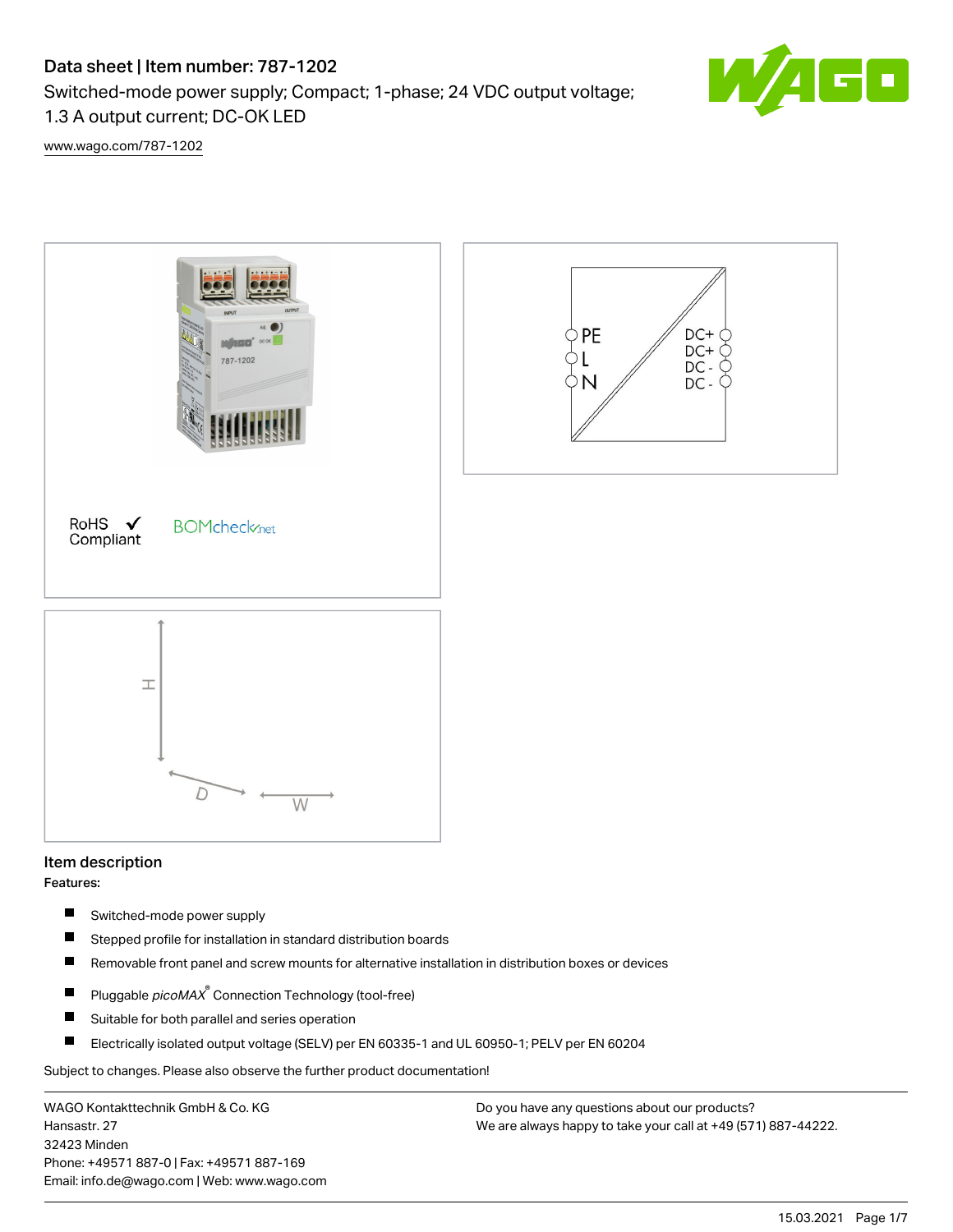# Data sheet | Item number: 787-1202

Switched-mode power supply; Compact; 1-phase; 24 VDC output voltage; 1.3 A output current; DC-OK LED

www.wago.com/787-1202

RoHS ✓ Compliant

BOMcheck.net

PE
L
N

DC+
DC+
DC -
DC -

H

D

W

## Item description

**Features:**

- Switched-mode power supply
- Stepped profile for installation in standard distribution boards
- Removable front panel and screw mounts for alternative installation in distribution boxes or devices
- Pluggable *picoMAX*® Connection Technology (tool-free)
- Suitable for both parallel and series operation
- Electrically isolated output voltage (SELV) per EN 60335-1 and UL 60950-1; PELV per EN 60204

Subject to changes. Please also observe the further product documentation!

WAGO Kontakttechnik GmbH & Co. KG
Hansastr. 27
32423 Minden
Phone: +49571 887-0 | Fax: +49571 887-169
Email: info.de@wago.com | Web: www.wago.com

Do you have any questions about our products?
We are always happy to take your call at +49 (571) 887-44222.

15.03.2021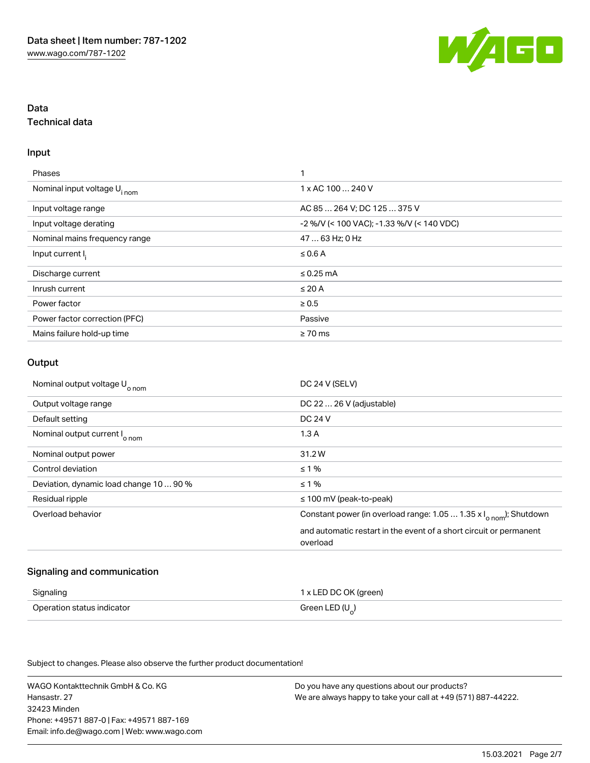# Data

## Technical data

### Input

| | |
|---|---|
| Phases | 1 |
| Nominal input voltage $U_{i\,nom}$ | 1 x AC 100 … 240 V |
| Input voltage range | AC 85 … 264 V; DC 125 … 375 V |
| Input voltage derating | -2 %/V (< 100 VAC); -1.33 %/V (< 140 VDC) |
| Nominal mains frequency range | 47 … 63 Hz; 0 Hz |
| Input current $I_i$ | ≤ 0.6 A |
| Discharge current | ≤ 0.25 mA |
| Inrush current | ≤ 20 A |
| Power factor | ≥ 0.5 |
| Power factor correction (PFC) | Passive |
| Mains failure hold-up time | ≥ 70 ms |

### Output

| | |
|---|---|
| Nominal output voltage $U_{o\,nom}$ | DC 24 V (SELV) |
| Output voltage range | DC 22 … 26 V (adjustable) |
| Default setting | DC 24 V |
| Nominal output current $I_{o\,nom}$ | 1.3 A |
| Nominal output power | 31.2 W |
| Control deviation | ≤ 1 % |
| Deviation, dynamic load change 10 … 90 % | ≤ 1 % |
| Residual ripple | ≤ 100 mV (peak-to-peak) |
| Overload behavior | Constant power (in overload range: 1.05 … 1.35 x $I_{o\,nom}$); Shutdown and automatic restart in the event of a short circuit or permanent overload |

### Signaling and communication

| | |
|---|---|
| Signaling | 1 x LED DC OK (green) |
| Operation status indicator | Green LED ($U_o$) |

Subject to changes. Please also observe the further product documentation!

WAGO Kontakttechnik GmbH & Co. KG
Hansastr. 27
32423 Minden
Phone: +49571 887-0 | Fax: +49571 887-169
Email: info.de@wago.com | Web: www.wago.com

Do you have any questions about our products?
We are always happy to take your call at +49 (571) 887-44222.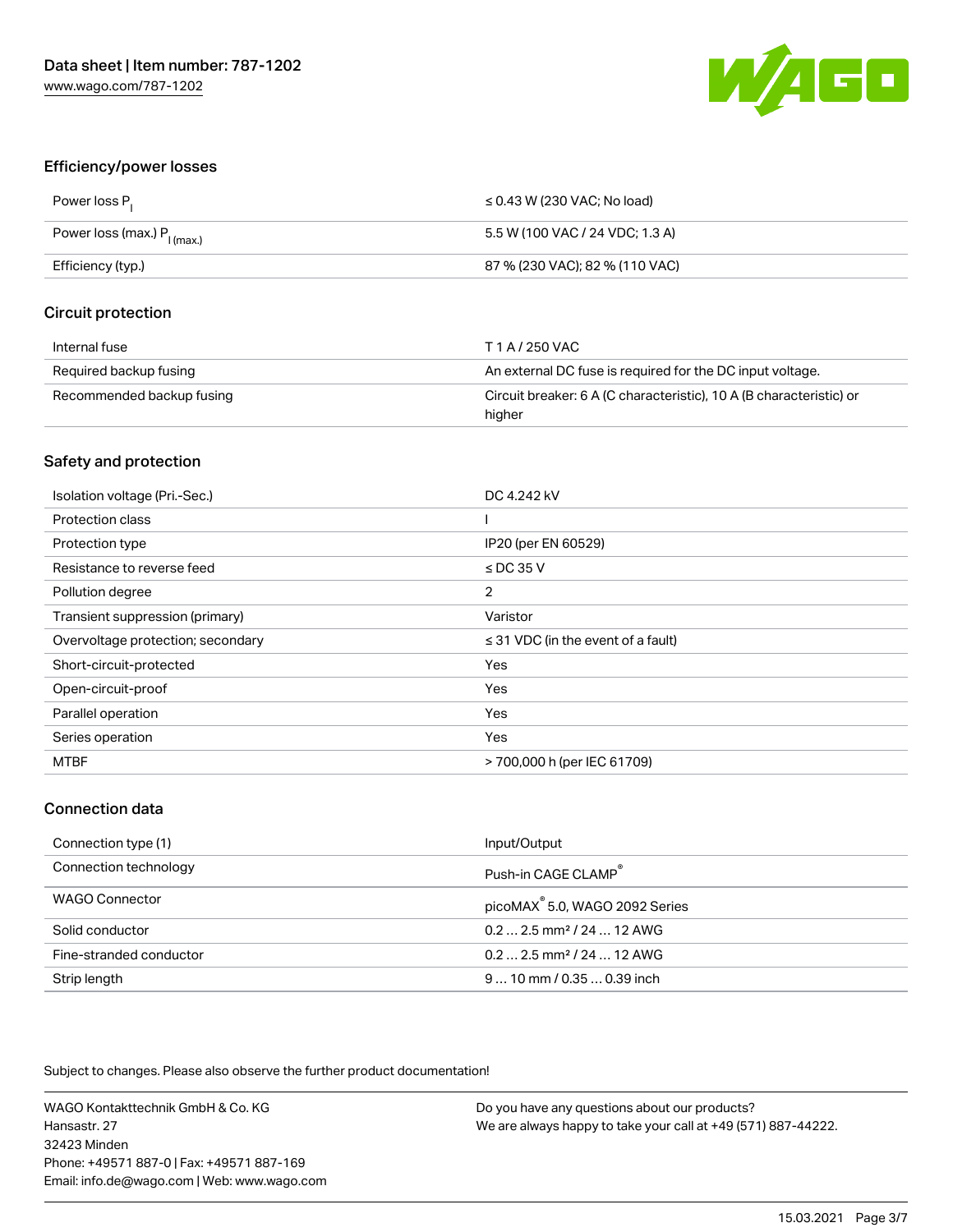## Efficiency/power losses

| | |
|---|---|
| Power loss $P_l$ | ≤ 0.43 W (230 VAC; No load) |
| Power loss (max.) $P_{l\,(max.)}$ | 5.5 W (100 VAC / 24 VDC; 1.3 A) |
| Efficiency (typ.) | 87 % (230 VAC); 82 % (110 VAC) |

## Circuit protection

| | |
|---|---|
| Internal fuse | T 1 A / 250 VAC |
| Required backup fusing | An external DC fuse is required for the DC input voltage. |
| Recommended backup fusing | Circuit breaker: 6 A (C characteristic), 10 A (B characteristic) or higher |

## Safety and protection

| | |
|---|---|
| Isolation voltage (Pri.-Sec.) | DC 4.242 kV |
| Protection class | I |
| Protection type | IP20 (per EN 60529) |
| Resistance to reverse feed | ≤ DC 35 V |
| Pollution degree | 2 |
| Transient suppression (primary) | Varistor |
| Overvoltage protection; secondary | ≤ 31 VDC (in the event of a fault) |
| Short-circuit-protected | Yes |
| Open-circuit-proof | Yes |
| Parallel operation | Yes |
| Series operation | Yes |
| MTBF | > 700,000 h (per IEC 61709) |

## Connection data

| | |
|---|---|
| Connection type (1) | Input/Output |
| Connection technology | Push-in CAGE CLAMP® |
| WAGO Connector | picoMAX® 5.0, WAGO 2092 Series |
| Solid conductor | 0.2 … 2.5 mm² / 24 … 12 AWG |
| Fine-stranded conductor | 0.2 … 2.5 mm² / 24 … 12 AWG |
| Strip length | 9 … 10 mm / 0.35 … 0.39 inch |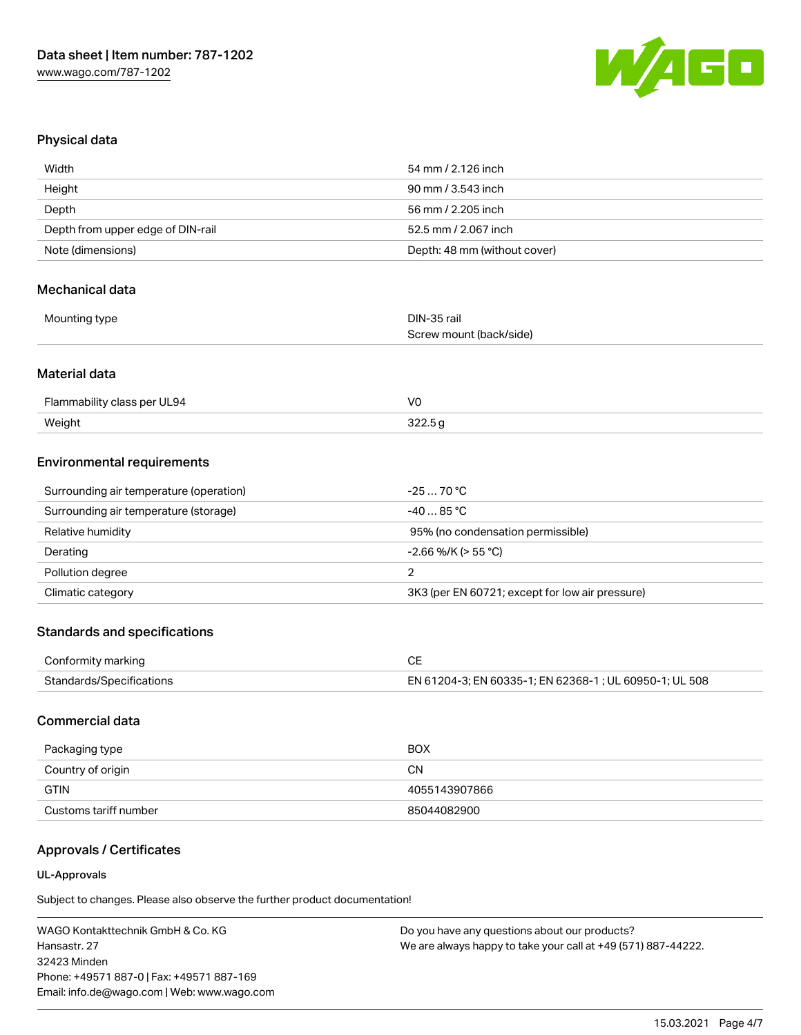## Physical data

| | |
|---|---|
| Width | 54 mm / 2.126 inch |
| Height | 90 mm / 3.543 inch |
| Depth | 56 mm / 2.205 inch |
| Depth from upper edge of DIN-rail | 52.5 mm / 2.067 inch |
| Note (dimensions) | Depth: 48 mm (without cover) |

## Mechanical data

| | |
|---|---|
| Mounting type | DIN-35 rail<br>Screw mount (back/side) |

## Material data

| | |
|---|---|
| Flammability class per UL94 | V0 |
| Weight | 322.5 g |

## Environmental requirements

| | |
|---|---|
| Surrounding air temperature (operation) | -25 … 70 °C |
| Surrounding air temperature (storage) | -40 … 85 °C |
| Relative humidity | 95% (no condensation permissible) |
| Derating | -2.66 %/K (> 55 °C) |
| Pollution degree | 2 |
| Climatic category | 3K3 (per EN 60721; except for low air pressure) |

## Standards and specifications

| | |
|---|---|
| Conformity marking | CE |
| Standards/Specifications | EN 61204-3; EN 60335-1; EN 62368-1 ; UL 60950-1; UL 508 |

## Commercial data

| | |
|---|---|
| Packaging type | BOX |
| Country of origin | CN |
| GTIN | 4055143907866 |
| Customs tariff number | 85044082900 |

## Approvals / Certificates

### UL-Approvals

Subject to changes. Please also observe the further product documentation!

WAGO Kontakttechnik GmbH & Co. KG
Hansastr. 27
32423 Minden
Phone: +49571 887-0 | Fax: +49571 887-169
Email: info.de@wago.com | Web: www.wago.com

Do you have any questions about our products?
We are always happy to take your call at +49 (571) 887-44222.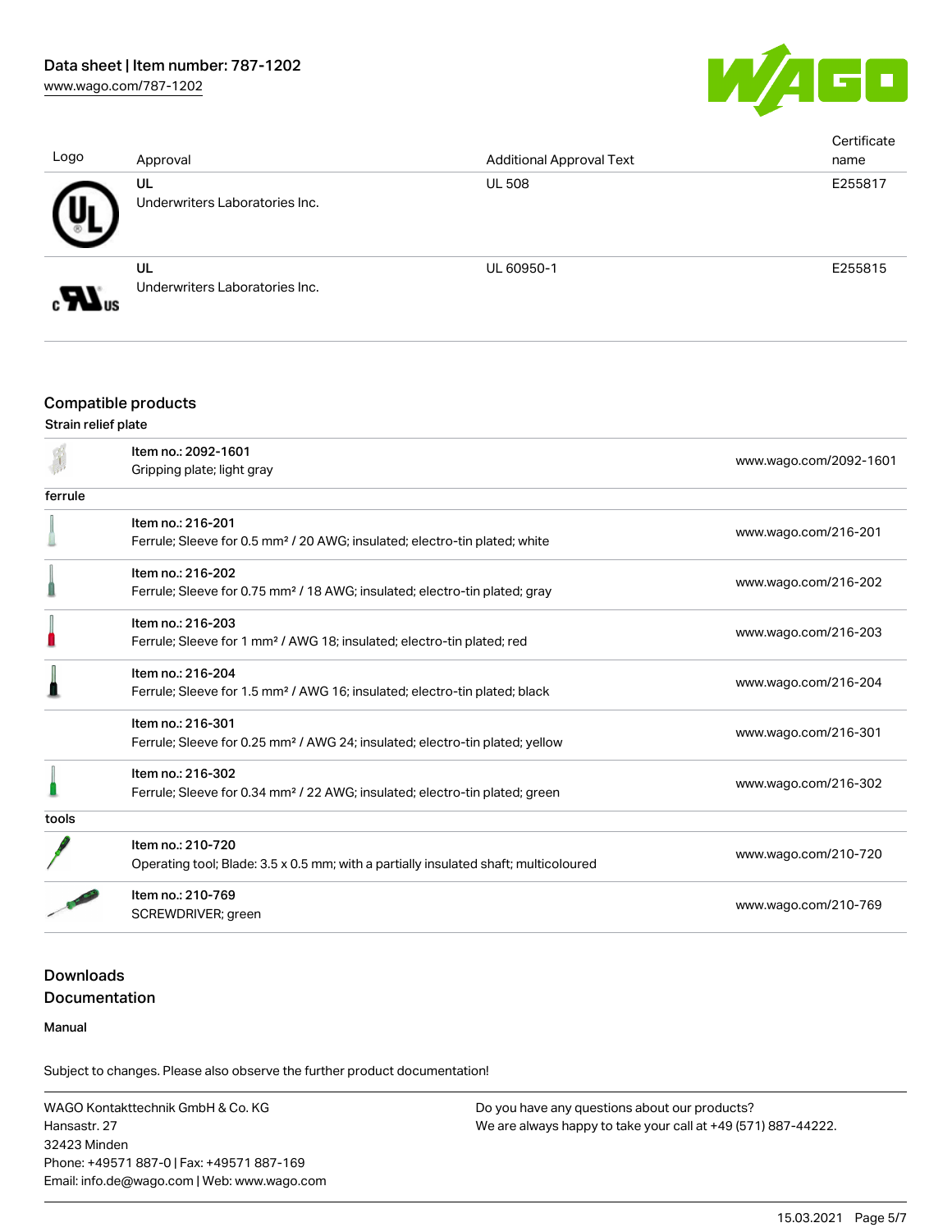| Logo | Approval | Additional Approval Text | Certificate name |
|---|---|---|---|
| | **UL** Underwriters Laboratories Inc. | UL 508 | E255817 |
| | **UL** Underwriters Laboratories Inc. | UL 60950-1 | E255815 |

## Compatible products

| | | |
|---|---|---|
| **Strain relief plate** | | |
| | Item no.: 2092-1601<br>Gripping plate; light gray | www.wago.com/2092-1601 |
| **ferrule** | | |
| | Item no.: 216-201<br>Ferrule; Sleeve for 0.5 mm² / 20 AWG; insulated; electro-tin plated; white | www.wago.com/216-201 |
| | Item no.: 216-202<br>Ferrule; Sleeve for 0.75 mm² / 18 AWG; insulated; electro-tin plated; gray | www.wago.com/216-202 |
| | Item no.: 216-203<br>Ferrule; Sleeve for 1 mm² / AWG 18; insulated; electro-tin plated; red | www.wago.com/216-203 |
| | Item no.: 216-204<br>Ferrule; Sleeve for 1.5 mm² / AWG 16; insulated; electro-tin plated; black | www.wago.com/216-204 |
| | Item no.: 216-301<br>Ferrule; Sleeve for 0.25 mm² / AWG 24; insulated; electro-tin plated; yellow | www.wago.com/216-301 |
| | Item no.: 216-302<br>Ferrule; Sleeve for 0.34 mm² / 22 AWG; insulated; electro-tin plated; green | www.wago.com/216-302 |
| **tools** | | |
| | Item no.: 210-720<br>Operating tool; Blade: 3.5 x 0.5 mm; with a partially insulated shaft; multicoloured | www.wago.com/210-720 |
| | Item no.: 210-769<br>SCREWDRIVER; green | www.wago.com/210-769 |

## Downloads
## Documentation

**Manual**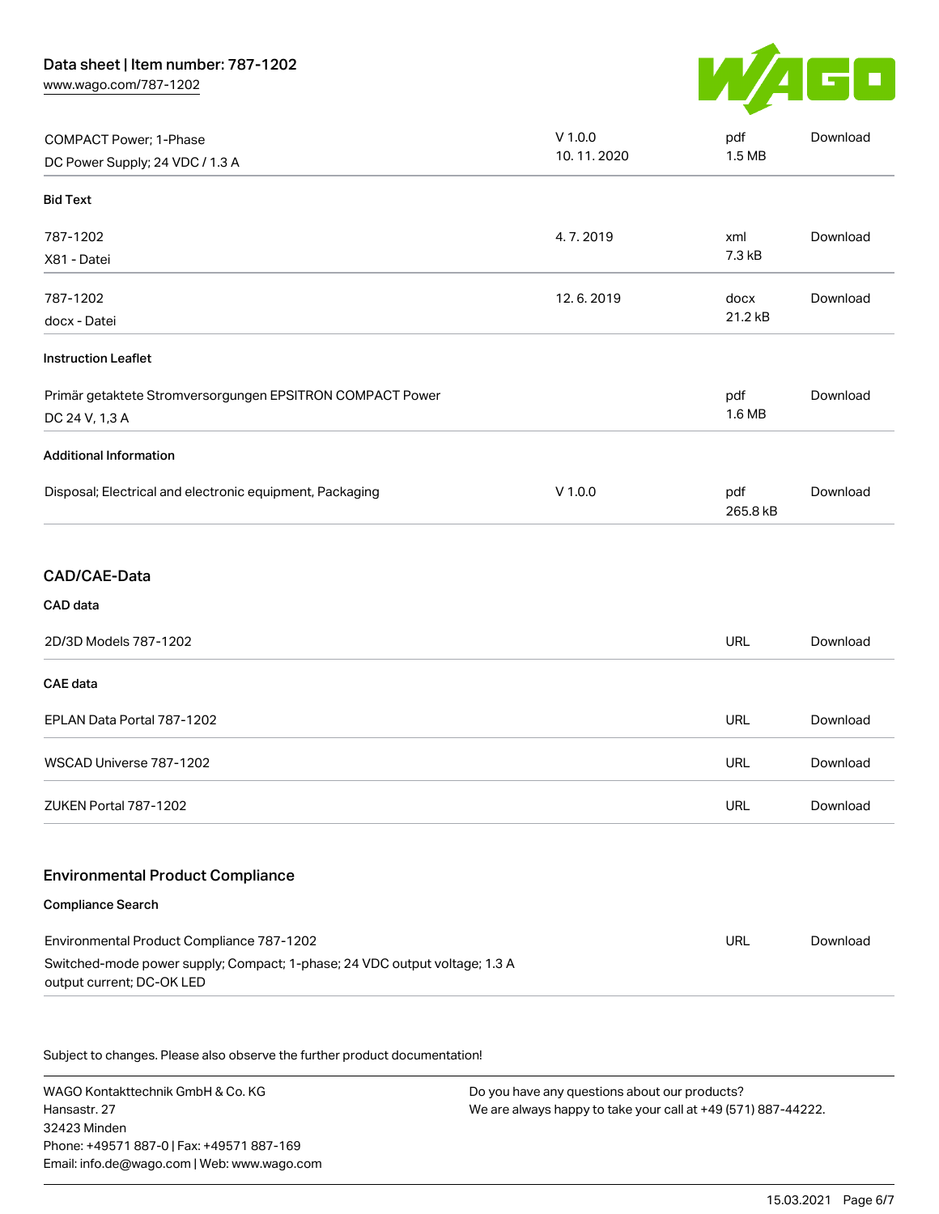| | | | |
|---|---|---|---|
| COMPACT Power; 1-Phase<br>DC Power Supply; 24 VDC / 1.3 A | V 1.0.0<br>10. 11. 2020 | pdf<br>1.5 MB | Download |

**Bid Text**

| | | | |
|---|---|---|---|
| 787-1202<br>X81 - Datei | 4. 7. 2019 | xml<br>7.3 kB | Download |
| 787-1202<br>docx - Datei | 12. 6. 2019 | docx<br>21.2 kB | Download |

**Instruction Leaflet**

| | | | |
|---|---|---|---|
| Primär getaktete Stromversorgungen EPSITRON COMPACT Power<br>DC 24 V, 1,3 A | | pdf<br>1.6 MB | Download |

**Additional Information**

| | | | |
|---|---|---|---|
| Disposal; Electrical and electronic equipment, Packaging | V 1.0.0 | pdf<br>265.8 kB | Download |

## CAD/CAE-Data

**CAD data**

| | | |
|---|---|---|
| 2D/3D Models 787-1202 | URL | Download |

**CAE data**

| | | |
|---|---|---|
| EPLAN Data Portal 787-1202 | URL | Download |
| WSCAD Universe 787-1202 | URL | Download |
| ZUKEN Portal 787-1202 | URL | Download |

## Environmental Product Compliance

**Compliance Search**

| | | |
|---|---|---|
| Environmental Product Compliance 787-1202<br>Switched-mode power supply; Compact; 1-phase; 24 VDC output voltage; 1.3 A output current; DC-OK LED | URL | Download |

Subject to changes. Please also observe the further product documentation!

WAGO Kontakttechnik GmbH & Co. KG
Hansastr. 27
32423 Minden
Phone: +49571 887-0 | Fax: +49571 887-169
Email: info.de@wago.com | Web: www.wago.com

Do you have any questions about our products?
We are always happy to take your call at +49 (571) 887-44222.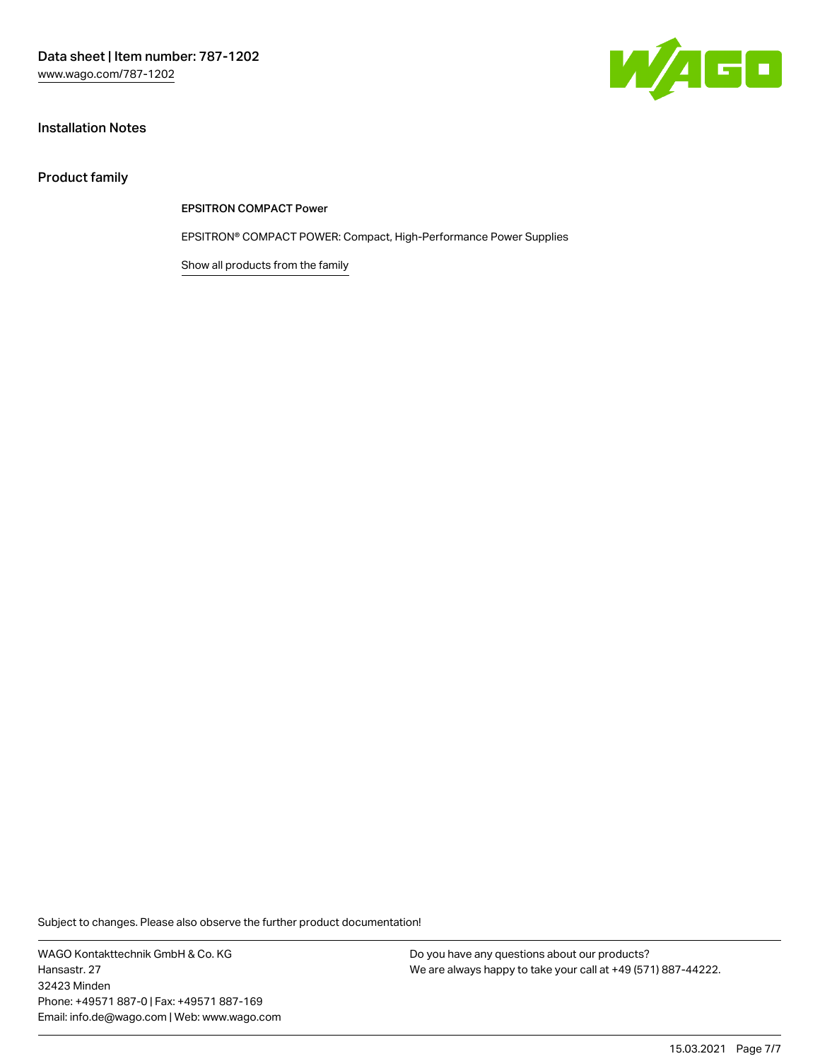## Installation Notes

## Product family

**EPSITRON COMPACT Power**

EPSITRON® COMPACT POWER: Compact, High-Performance Power Supplies

Show all products from the family

Subject to changes. Please also observe the further product documentation!

WAGO Kontakttechnik GmbH & Co. KG
Hansastr. 27
32423 Minden
Phone: +49571 887-0 | Fax: +49571 887-169
Email: info.de@wago.com | Web: www.wago.com

Do you have any questions about our products?
We are always happy to take your call at +49 (571) 887-44222.